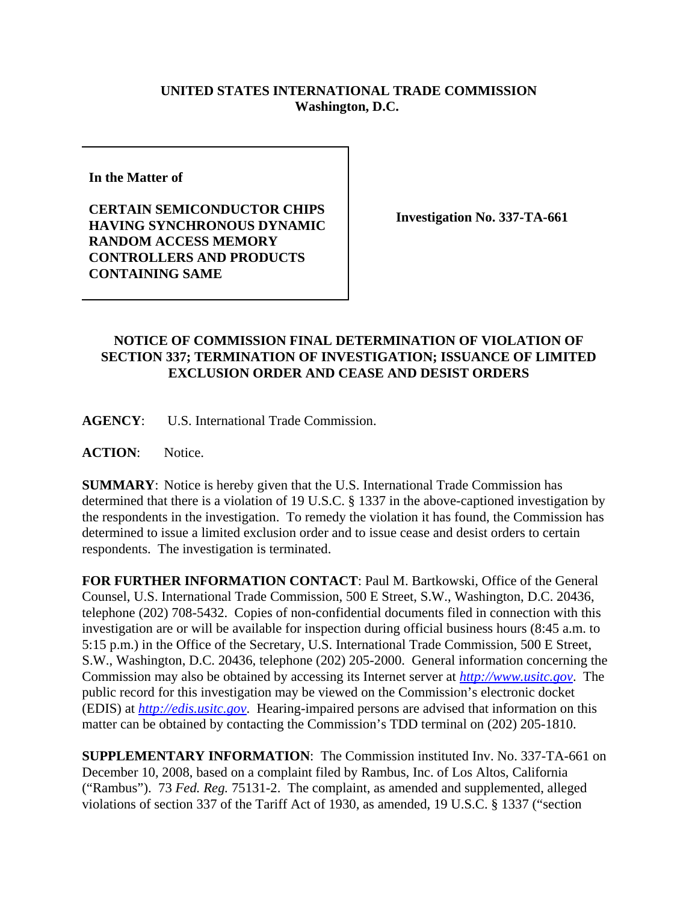**UNITED STATES INTERNATIONAL TRADE COMMISSION**
**Washington, D.C.**

| **In the Matter of** **CERTAIN SEMICONDUCTOR CHIPS HAVING SYNCHRONOUS DYNAMIC RANDOM ACCESS MEMORY CONTROLLERS AND PRODUCTS CONTAINING SAME** | **Investigation No. 337-TA-661** |
|---|---|

**NOTICE OF COMMISSION FINAL DETERMINATION OF VIOLATION OF SECTION 337; TERMINATION OF INVESTIGATION; ISSUANCE OF LIMITED EXCLUSION ORDER AND CEASE AND DESIST ORDERS**

**AGENCY**: U.S. International Trade Commission.

**ACTION**: Notice.

**SUMMARY**: Notice is hereby given that the U.S. International Trade Commission has determined that there is a violation of 19 U.S.C. § 1337 in the above-captioned investigation by the respondents in the investigation. To remedy the violation it has found, the Commission has determined to issue a limited exclusion order and to issue cease and desist orders to certain respondents. The investigation is terminated.

**FOR FURTHER INFORMATION CONTACT**: Paul M. Bartkowski, Office of the General Counsel, U.S. International Trade Commission, 500 E Street, S.W., Washington, D.C. 20436, telephone (202) 708-5432. Copies of non-confidential documents filed in connection with this investigation are or will be available for inspection during official business hours (8:45 a.m. to 5:15 p.m.) in the Office of the Secretary, U.S. International Trade Commission, 500 E Street, S.W., Washington, D.C. 20436, telephone (202) 205-2000. General information concerning the Commission may also be obtained by accessing its Internet server at *http://www.usitc.gov*. The public record for this investigation may be viewed on the Commission's electronic docket (EDIS) at *http://edis.usitc.gov*. Hearing-impaired persons are advised that information on this matter can be obtained by contacting the Commission's TDD terminal on (202) 205-1810.

**SUPPLEMENTARY INFORMATION**: The Commission instituted Inv. No. 337-TA-661 on December 10, 2008, based on a complaint filed by Rambus, Inc. of Los Altos, California ("Rambus"). 73 *Fed. Reg.* 75131-2. The complaint, as amended and supplemented, alleged violations of section 337 of the Tariff Act of 1930, as amended, 19 U.S.C. § 1337 ("section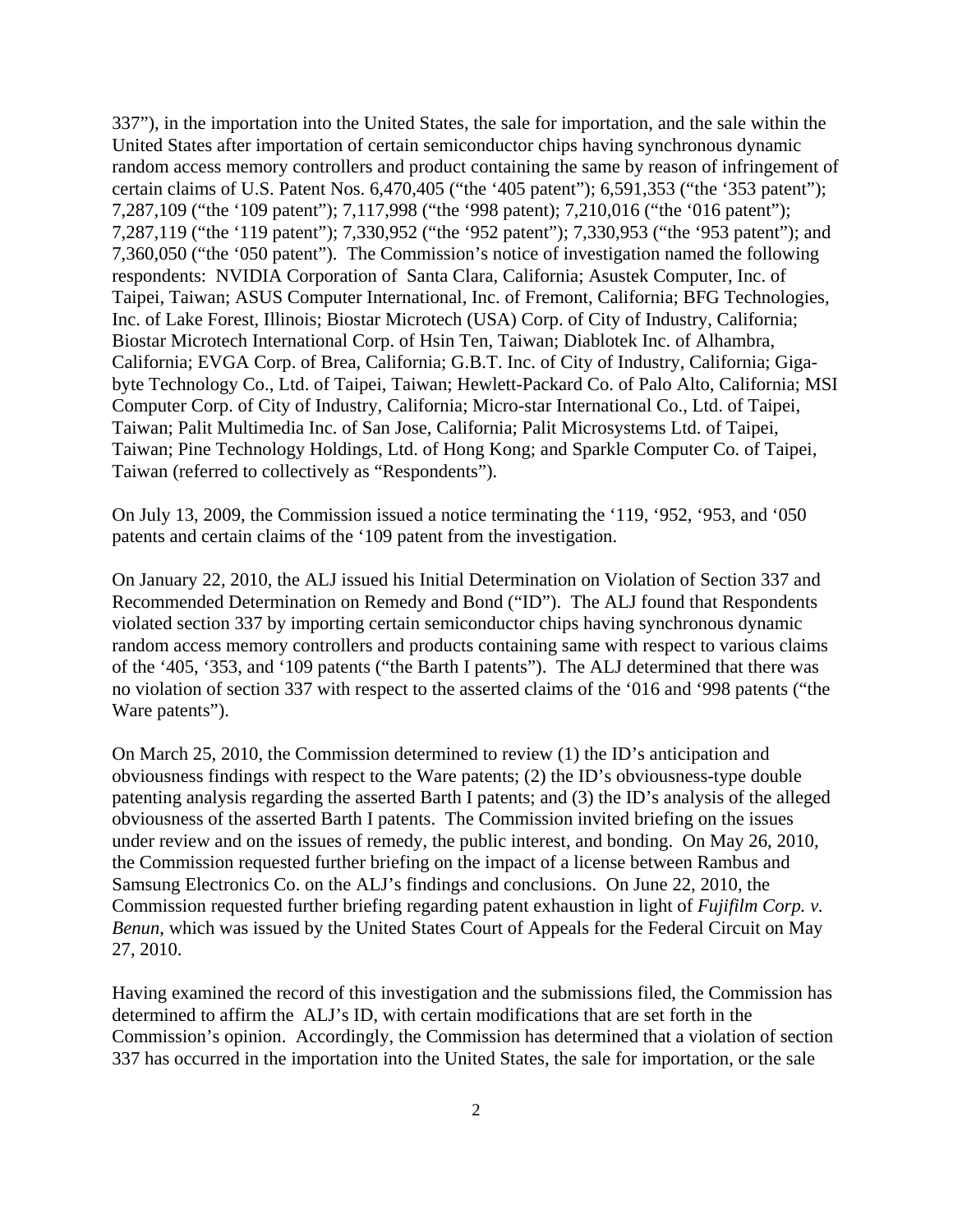337"), in the importation into the United States, the sale for importation, and the sale within the United States after importation of certain semiconductor chips having synchronous dynamic random access memory controllers and product containing the same by reason of infringement of certain claims of U.S. Patent Nos. 6,470,405 ("the '405 patent"); 6,591,353 ("the '353 patent"); 7,287,109 ("the '109 patent"); 7,117,998 ("the '998 patent); 7,210,016 ("the '016 patent"); 7,287,119 ("the '119 patent"); 7,330,952 ("the '952 patent"); 7,330,953 ("the '953 patent"); and 7,360,050 ("the '050 patent"). The Commission's notice of investigation named the following respondents: NVIDIA Corporation of Santa Clara, California; Asustek Computer, Inc. of Taipei, Taiwan; ASUS Computer International, Inc. of Fremont, California; BFG Technologies, Inc. of Lake Forest, Illinois; Biostar Microtech (USA) Corp. of City of Industry, California; Biostar Microtech International Corp. of Hsin Ten, Taiwan; Diablotek Inc. of Alhambra, California; EVGA Corp. of Brea, California; G.B.T. Inc. of City of Industry, California; Giga-byte Technology Co., Ltd. of Taipei, Taiwan; Hewlett-Packard Co. of Palo Alto, California; MSI Computer Corp. of City of Industry, California; Micro-star International Co., Ltd. of Taipei, Taiwan; Palit Multimedia Inc. of San Jose, California; Palit Microsystems Ltd. of Taipei, Taiwan; Pine Technology Holdings, Ltd. of Hong Kong; and Sparkle Computer Co. of Taipei, Taiwan (referred to collectively as "Respondents").

On July 13, 2009, the Commission issued a notice terminating the '119, '952, '953, and '050 patents and certain claims of the '109 patent from the investigation.

On January 22, 2010, the ALJ issued his Initial Determination on Violation of Section 337 and Recommended Determination on Remedy and Bond ("ID"). The ALJ found that Respondents violated section 337 by importing certain semiconductor chips having synchronous dynamic random access memory controllers and products containing same with respect to various claims of the '405, '353, and '109 patents ("the Barth I patents"). The ALJ determined that there was no violation of section 337 with respect to the asserted claims of the '016 and '998 patents ("the Ware patents").

On March 25, 2010, the Commission determined to review (1) the ID's anticipation and obviousness findings with respect to the Ware patents; (2) the ID's obviousness-type double patenting analysis regarding the asserted Barth I patents; and (3) the ID's analysis of the alleged obviousness of the asserted Barth I patents. The Commission invited briefing on the issues under review and on the issues of remedy, the public interest, and bonding. On May 26, 2010, the Commission requested further briefing on the impact of a license between Rambus and Samsung Electronics Co. on the ALJ's findings and conclusions. On June 22, 2010, the Commission requested further briefing regarding patent exhaustion in light of *Fujifilm Corp. v. Benun*, which was issued by the United States Court of Appeals for the Federal Circuit on May 27, 2010.

Having examined the record of this investigation and the submissions filed, the Commission has determined to affirm the ALJ's ID, with certain modifications that are set forth in the Commission's opinion. Accordingly, the Commission has determined that a violation of section 337 has occurred in the importation into the United States, the sale for importation, or the sale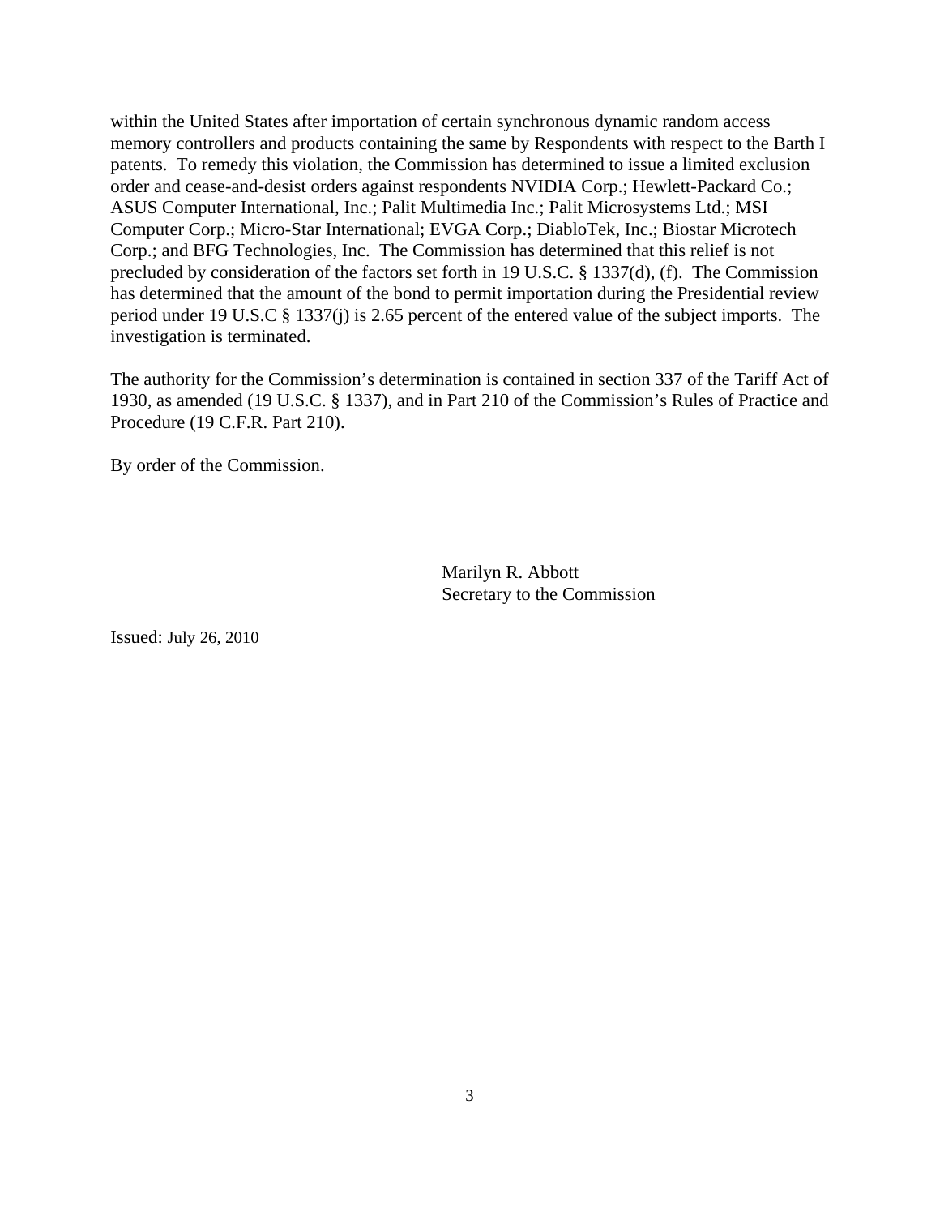within the United States after importation of certain synchronous dynamic random access memory controllers and products containing the same by Respondents with respect to the Barth I patents. To remedy this violation, the Commission has determined to issue a limited exclusion order and cease-and-desist orders against respondents NVIDIA Corp.; Hewlett-Packard Co.; ASUS Computer International, Inc.; Palit Multimedia Inc.; Palit Microsystems Ltd.; MSI Computer Corp.; Micro-Star International; EVGA Corp.; DiabloTek, Inc.; Biostar Microtech Corp.; and BFG Technologies, Inc. The Commission has determined that this relief is not precluded by consideration of the factors set forth in 19 U.S.C. § 1337(d), (f). The Commission has determined that the amount of the bond to permit importation during the Presidential review period under 19 U.S.C § 1337(j) is 2.65 percent of the entered value of the subject imports. The investigation is terminated.

The authority for the Commission's determination is contained in section 337 of the Tariff Act of 1930, as amended (19 U.S.C. § 1337), and in Part 210 of the Commission's Rules of Practice and Procedure (19 C.F.R. Part 210).

By order of the Commission.

Marilyn R. Abbott
Secretary to the Commission

Issued: July 26, 2010